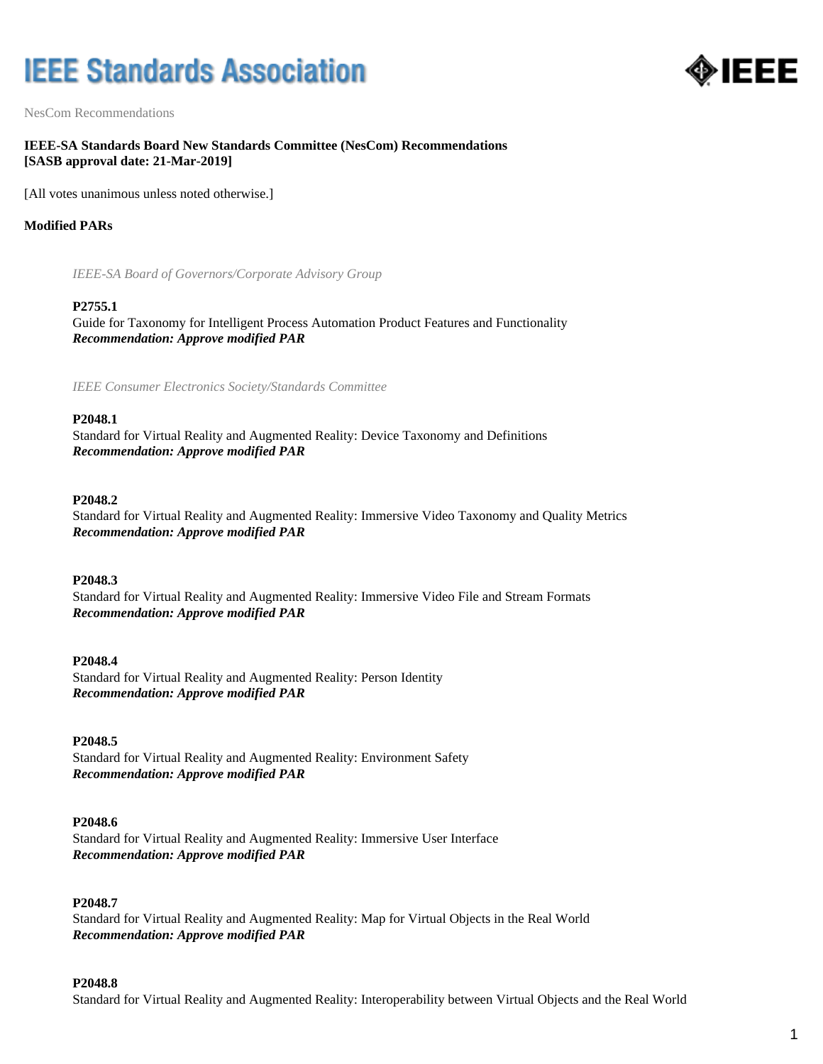# IEEE Standards Association

NesCom Recommendations

**IEEE-SA Standards Board New Standards Committee (NesCom) Recommendations**
**[SASB approval date: 21-Mar-2019]**

[All votes unanimous unless noted otherwise.]

## Modified PARs

*IEEE-SA Board of Governors/Corporate Advisory Group*

**P2755.1**
Guide for Taxonomy for Intelligent Process Automation Product Features and Functionality
***Recommendation: Approve modified PAR***

*IEEE Consumer Electronics Society/Standards Committee*

**P2048.1**
Standard for Virtual Reality and Augmented Reality: Device Taxonomy and Definitions
***Recommendation: Approve modified PAR***

**P2048.2**
Standard for Virtual Reality and Augmented Reality: Immersive Video Taxonomy and Quality Metrics
***Recommendation: Approve modified PAR***

**P2048.3**
Standard for Virtual Reality and Augmented Reality: Immersive Video File and Stream Formats
***Recommendation: Approve modified PAR***

**P2048.4**
Standard for Virtual Reality and Augmented Reality: Person Identity
***Recommendation: Approve modified PAR***

**P2048.5**
Standard for Virtual Reality and Augmented Reality: Environment Safety
***Recommendation: Approve modified PAR***

**P2048.6**
Standard for Virtual Reality and Augmented Reality: Immersive User Interface
***Recommendation: Approve modified PAR***

**P2048.7**
Standard for Virtual Reality and Augmented Reality: Map for Virtual Objects in the Real World
***Recommendation: Approve modified PAR***

**P2048.8**
Standard for Virtual Reality and Augmented Reality: Interoperability between Virtual Objects and the Real World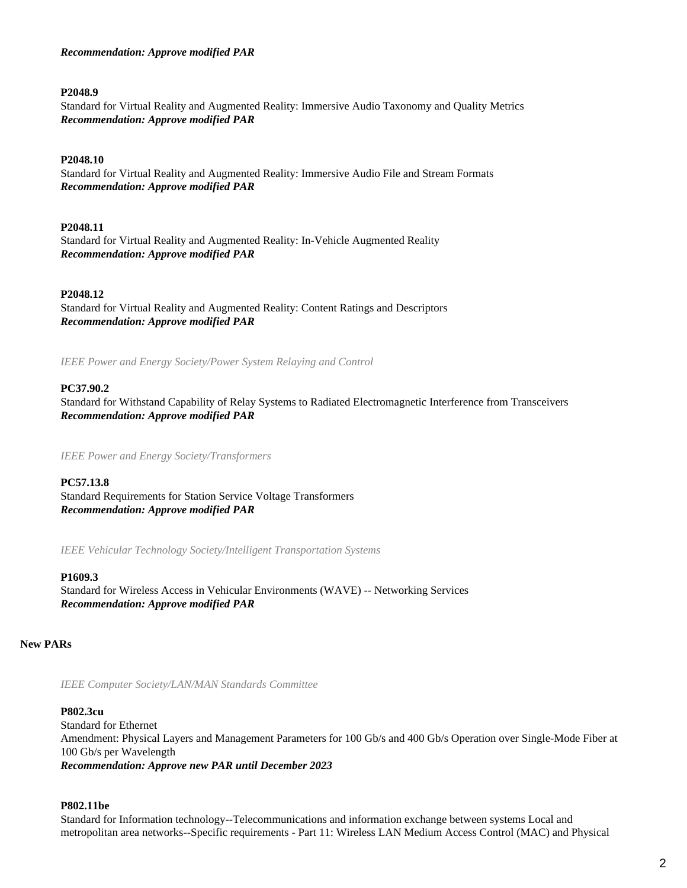***Recommendation: Approve modified PAR***

**P2048.9**
Standard for Virtual Reality and Augmented Reality: Immersive Audio Taxonomy and Quality Metrics
***Recommendation: Approve modified PAR***

**P2048.10**
Standard for Virtual Reality and Augmented Reality: Immersive Audio File and Stream Formats
***Recommendation: Approve modified PAR***

**P2048.11**
Standard for Virtual Reality and Augmented Reality: In-Vehicle Augmented Reality
***Recommendation: Approve modified PAR***

**P2048.12**
Standard for Virtual Reality and Augmented Reality: Content Ratings and Descriptors
***Recommendation: Approve modified PAR***

*IEEE Power and Energy Society/Power System Relaying and Control*

**PC37.90.2**
Standard for Withstand Capability of Relay Systems to Radiated Electromagnetic Interference from Transceivers
***Recommendation: Approve modified PAR***

*IEEE Power and Energy Society/Transformers*

**PC57.13.8**
Standard Requirements for Station Service Voltage Transformers
***Recommendation: Approve modified PAR***

*IEEE Vehicular Technology Society/Intelligent Transportation Systems*

**P1609.3**
Standard for Wireless Access in Vehicular Environments (WAVE) -- Networking Services
***Recommendation: Approve modified PAR***

## New PARs

*IEEE Computer Society/LAN/MAN Standards Committee*

**P802.3cu**
Standard for Ethernet
Amendment: Physical Layers and Management Parameters for 100 Gb/s and 400 Gb/s Operation over Single-Mode Fiber at 100 Gb/s per Wavelength
***Recommendation: Approve new PAR until December 2023***

**P802.11be**
Standard for Information technology--Telecommunications and information exchange between systems Local and metropolitan area networks--Specific requirements - Part 11: Wireless LAN Medium Access Control (MAC) and Physical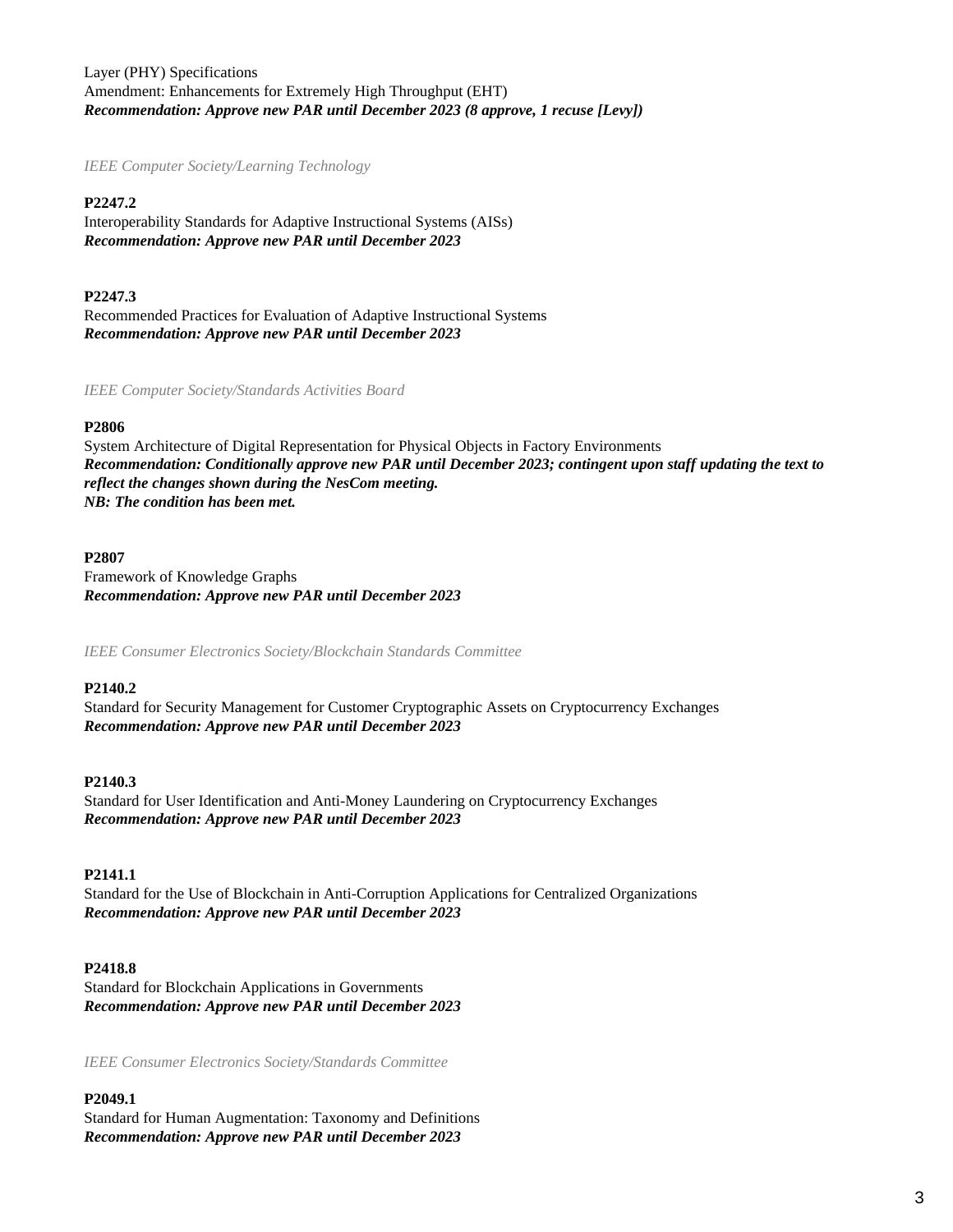Layer (PHY) Specifications
Amendment: Enhancements for Extremely High Throughput (EHT)
***Recommendation: Approve new PAR until December 2023 (8 approve, 1 recuse [Levy])***

*IEEE Computer Society/Learning Technology*

**P2247.2**
Interoperability Standards for Adaptive Instructional Systems (AISs)
***Recommendation: Approve new PAR until December 2023***

**P2247.3**
Recommended Practices for Evaluation of Adaptive Instructional Systems
***Recommendation: Approve new PAR until December 2023***

*IEEE Computer Society/Standards Activities Board*

**P2806**
System Architecture of Digital Representation for Physical Objects in Factory Environments
***Recommendation: Conditionally approve new PAR until December 2023; contingent upon staff updating the text to reflect the changes shown during the NesCom meeting.***
***NB: The condition has been met.***

**P2807**
Framework of Knowledge Graphs
***Recommendation: Approve new PAR until December 2023***

*IEEE Consumer Electronics Society/Blockchain Standards Committee*

**P2140.2**
Standard for Security Management for Customer Cryptographic Assets on Cryptocurrency Exchanges
***Recommendation: Approve new PAR until December 2023***

**P2140.3**
Standard for User Identification and Anti-Money Laundering on Cryptocurrency Exchanges
***Recommendation: Approve new PAR until December 2023***

**P2141.1**
Standard for the Use of Blockchain in Anti-Corruption Applications for Centralized Organizations
***Recommendation: Approve new PAR until December 2023***

**P2418.8**
Standard for Blockchain Applications in Governments
***Recommendation: Approve new PAR until December 2023***

*IEEE Consumer Electronics Society/Standards Committee*

**P2049.1**
Standard for Human Augmentation: Taxonomy and Definitions
***Recommendation: Approve new PAR until December 2023***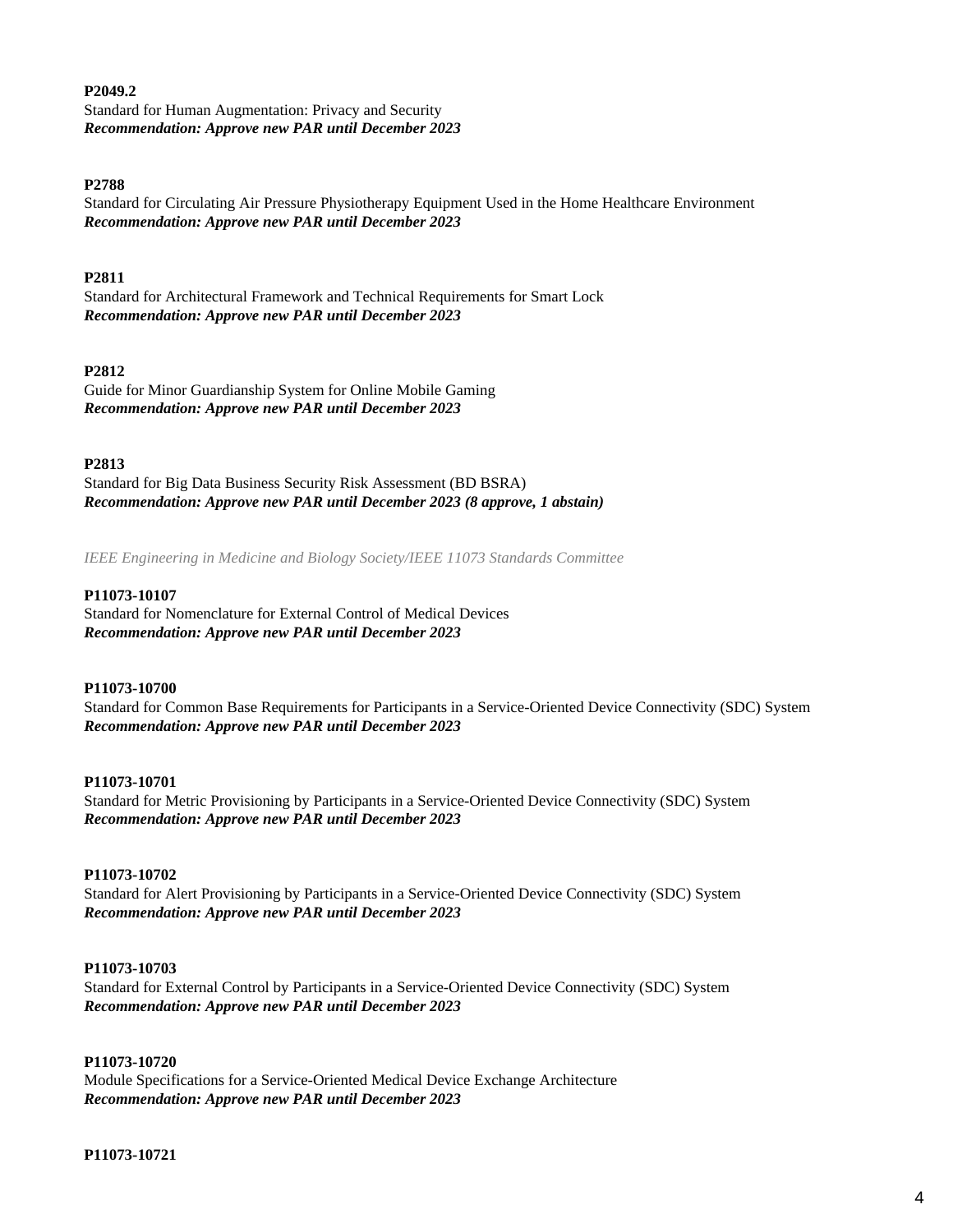**P2049.2**
Standard for Human Augmentation: Privacy and Security
***Recommendation: Approve new PAR until December 2023***

**P2788**
Standard for Circulating Air Pressure Physiotherapy Equipment Used in the Home Healthcare Environment
***Recommendation: Approve new PAR until December 2023***

**P2811**
Standard for Architectural Framework and Technical Requirements for Smart Lock
***Recommendation: Approve new PAR until December 2023***

**P2812**
Guide for Minor Guardianship System for Online Mobile Gaming
***Recommendation: Approve new PAR until December 2023***

**P2813**
Standard for Big Data Business Security Risk Assessment (BD BSRA)
***Recommendation: Approve new PAR until December 2023 (8 approve, 1 abstain)***

*IEEE Engineering in Medicine and Biology Society/IEEE 11073 Standards Committee*

**P11073-10107**
Standard for Nomenclature for External Control of Medical Devices
***Recommendation: Approve new PAR until December 2023***

**P11073-10700**
Standard for Common Base Requirements for Participants in a Service-Oriented Device Connectivity (SDC) System
***Recommendation: Approve new PAR until December 2023***

**P11073-10701**
Standard for Metric Provisioning by Participants in a Service-Oriented Device Connectivity (SDC) System
***Recommendation: Approve new PAR until December 2023***

**P11073-10702**
Standard for Alert Provisioning by Participants in a Service-Oriented Device Connectivity (SDC) System
***Recommendation: Approve new PAR until December 2023***

**P11073-10703**
Standard for External Control by Participants in a Service-Oriented Device Connectivity (SDC) System
***Recommendation: Approve new PAR until December 2023***

**P11073-10720**
Module Specifications for a Service-Oriented Medical Device Exchange Architecture
***Recommendation: Approve new PAR until December 2023***

**P11073-10721**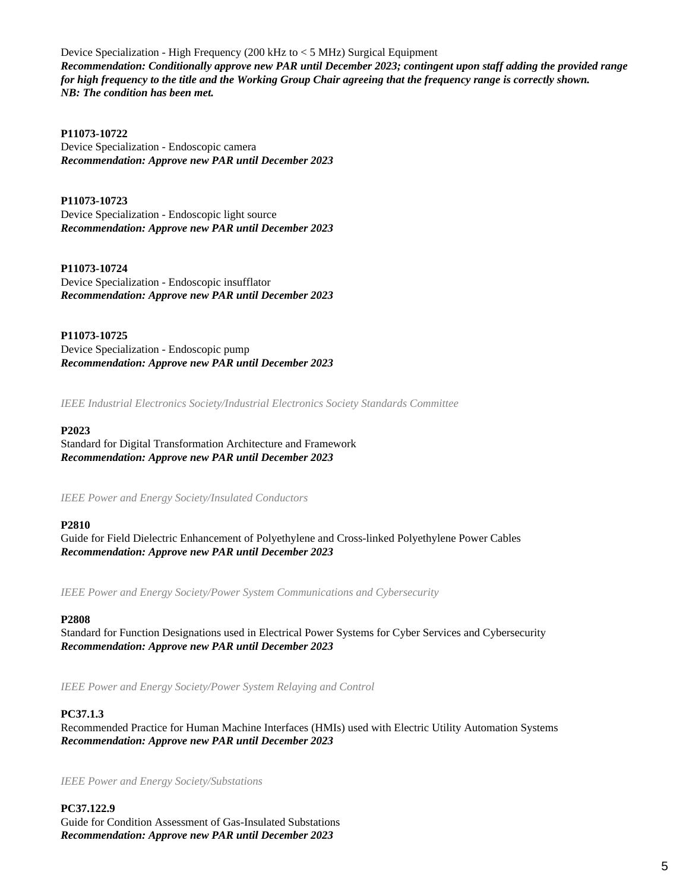Device Specialization - High Frequency (200 kHz to < 5 MHz) Surgical Equipment
***Recommendation: Conditionally approve new PAR until December 2023; contingent upon staff adding the provided range for high frequency to the title and the Working Group Chair agreeing that the frequency range is correctly shown.***
***NB: The condition has been met.***

**P11073-10722**
Device Specialization - Endoscopic camera
***Recommendation: Approve new PAR until December 2023***

**P11073-10723**
Device Specialization - Endoscopic light source
***Recommendation: Approve new PAR until December 2023***

**P11073-10724**
Device Specialization - Endoscopic insufflator
***Recommendation: Approve new PAR until December 2023***

**P11073-10725**
Device Specialization - Endoscopic pump
***Recommendation: Approve new PAR until December 2023***

*IEEE Industrial Electronics Society/Industrial Electronics Society Standards Committee*

**P2023**
Standard for Digital Transformation Architecture and Framework
***Recommendation: Approve new PAR until December 2023***

*IEEE Power and Energy Society/Insulated Conductors*

**P2810**
Guide for Field Dielectric Enhancement of Polyethylene and Cross-linked Polyethylene Power Cables
***Recommendation: Approve new PAR until December 2023***

*IEEE Power and Energy Society/Power System Communications and Cybersecurity*

**P2808**
Standard for Function Designations used in Electrical Power Systems for Cyber Services and Cybersecurity
***Recommendation: Approve new PAR until December 2023***

*IEEE Power and Energy Society/Power System Relaying and Control*

**PC37.1.3**
Recommended Practice for Human Machine Interfaces (HMIs) used with Electric Utility Automation Systems
***Recommendation: Approve new PAR until December 2023***

*IEEE Power and Energy Society/Substations*

**PC37.122.9**
Guide for Condition Assessment of Gas-Insulated Substations
***Recommendation: Approve new PAR until December 2023***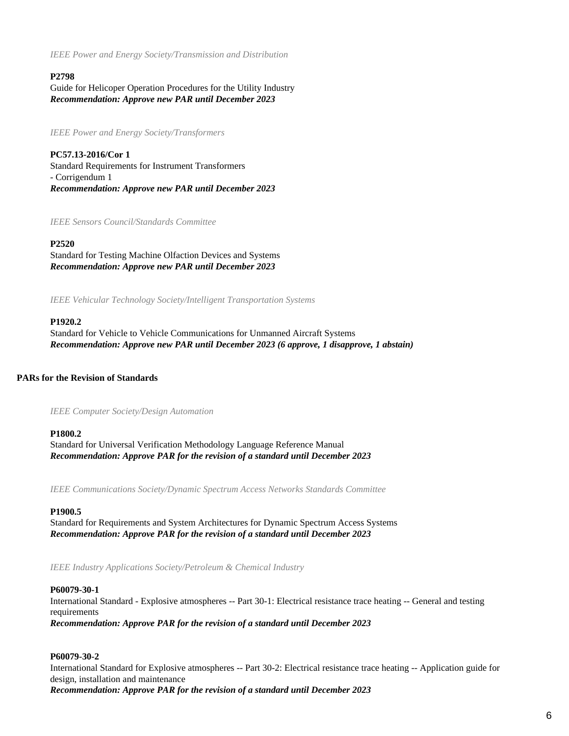*IEEE Power and Energy Society/Transmission and Distribution*

**P2798**
Guide for Helicoper Operation Procedures for the Utility Industry
***Recommendation: Approve new PAR until December 2023***

*IEEE Power and Energy Society/Transformers*

**PC57.13-2016/Cor 1**
Standard Requirements for Instrument Transformers
- Corrigendum 1
***Recommendation: Approve new PAR until December 2023***

*IEEE Sensors Council/Standards Committee*

**P2520**
Standard for Testing Machine Olfaction Devices and Systems
***Recommendation: Approve new PAR until December 2023***

*IEEE Vehicular Technology Society/Intelligent Transportation Systems*

**P1920.2**
Standard for Vehicle to Vehicle Communications for Unmanned Aircraft Systems
***Recommendation: Approve new PAR until December 2023 (6 approve, 1 disapprove, 1 abstain)***

## PARs for the Revision of Standards

*IEEE Computer Society/Design Automation*

**P1800.2**
Standard for Universal Verification Methodology Language Reference Manual
***Recommendation: Approve PAR for the revision of a standard until December 2023***

*IEEE Communications Society/Dynamic Spectrum Access Networks Standards Committee*

**P1900.5**
Standard for Requirements and System Architectures for Dynamic Spectrum Access Systems
***Recommendation: Approve PAR for the revision of a standard until December 2023***

*IEEE Industry Applications Society/Petroleum & Chemical Industry*

**P60079-30-1**
International Standard - Explosive atmospheres -- Part 30-1: Electrical resistance trace heating -- General and testing requirements
***Recommendation: Approve PAR for the revision of a standard until December 2023***

**P60079-30-2**
International Standard for Explosive atmospheres -- Part 30-2: Electrical resistance trace heating -- Application guide for design, installation and maintenance
***Recommendation: Approve PAR for the revision of a standard until December 2023***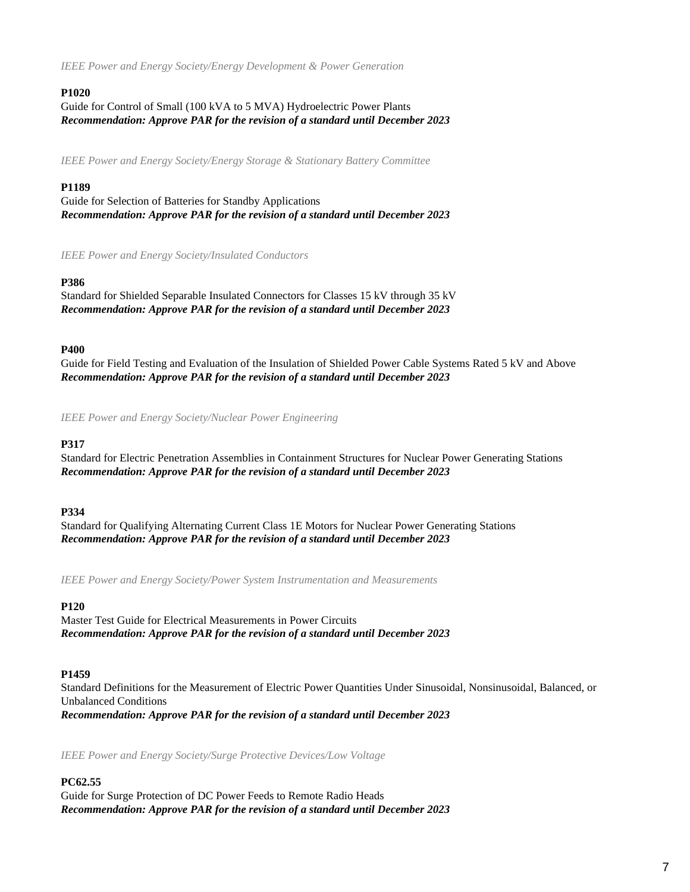*IEEE Power and Energy Society/Energy Development & Power Generation*

**P1020**
Guide for Control of Small (100 kVA to 5 MVA) Hydroelectric Power Plants
***Recommendation: Approve PAR for the revision of a standard until December 2023***

*IEEE Power and Energy Society/Energy Storage & Stationary Battery Committee*

**P1189**
Guide for Selection of Batteries for Standby Applications
***Recommendation: Approve PAR for the revision of a standard until December 2023***

*IEEE Power and Energy Society/Insulated Conductors*

**P386**
Standard for Shielded Separable Insulated Connectors for Classes 15 kV through 35 kV
***Recommendation: Approve PAR for the revision of a standard until December 2023***

**P400**
Guide for Field Testing and Evaluation of the Insulation of Shielded Power Cable Systems Rated 5 kV and Above
***Recommendation: Approve PAR for the revision of a standard until December 2023***

*IEEE Power and Energy Society/Nuclear Power Engineering*

**P317**
Standard for Electric Penetration Assemblies in Containment Structures for Nuclear Power Generating Stations
***Recommendation: Approve PAR for the revision of a standard until December 2023***

**P334**
Standard for Qualifying Alternating Current Class 1E Motors for Nuclear Power Generating Stations
***Recommendation: Approve PAR for the revision of a standard until December 2023***

*IEEE Power and Energy Society/Power System Instrumentation and Measurements*

**P120**
Master Test Guide for Electrical Measurements in Power Circuits
***Recommendation: Approve PAR for the revision of a standard until December 2023***

**P1459**
Standard Definitions for the Measurement of Electric Power Quantities Under Sinusoidal, Nonsinusoidal, Balanced, or Unbalanced Conditions
***Recommendation: Approve PAR for the revision of a standard until December 2023***

*IEEE Power and Energy Society/Surge Protective Devices/Low Voltage*

**PC62.55**
Guide for Surge Protection of DC Power Feeds to Remote Radio Heads
***Recommendation: Approve PAR for the revision of a standard until December 2023***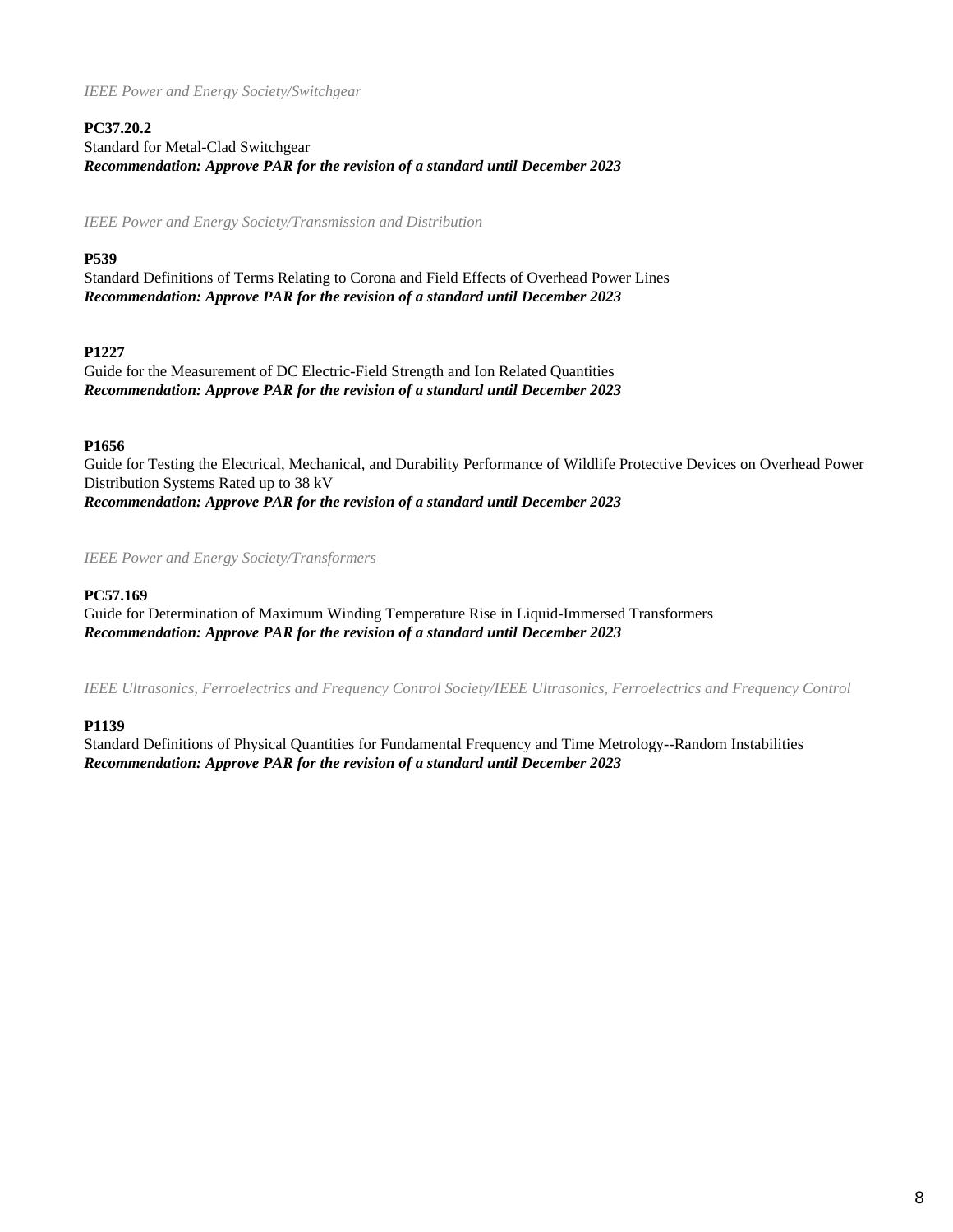*IEEE Power and Energy Society/Switchgear*

**PC37.20.2**
Standard for Metal-Clad Switchgear
***Recommendation: Approve PAR for the revision of a standard until December 2023***

*IEEE Power and Energy Society/Transmission and Distribution*

**P539**
Standard Definitions of Terms Relating to Corona and Field Effects of Overhead Power Lines
***Recommendation: Approve PAR for the revision of a standard until December 2023***

**P1227**
Guide for the Measurement of DC Electric-Field Strength and Ion Related Quantities
***Recommendation: Approve PAR for the revision of a standard until December 2023***

**P1656**
Guide for Testing the Electrical, Mechanical, and Durability Performance of Wildlife Protective Devices on Overhead Power Distribution Systems Rated up to 38 kV
***Recommendation: Approve PAR for the revision of a standard until December 2023***

*IEEE Power and Energy Society/Transformers*

**PC57.169**
Guide for Determination of Maximum Winding Temperature Rise in Liquid-Immersed Transformers
***Recommendation: Approve PAR for the revision of a standard until December 2023***

*IEEE Ultrasonics, Ferroelectrics and Frequency Control Society/IEEE Ultrasonics, Ferroelectrics and Frequency Control*

**P1139**
Standard Definitions of Physical Quantities for Fundamental Frequency and Time Metrology--Random Instabilities
***Recommendation: Approve PAR for the revision of a standard until December 2023***